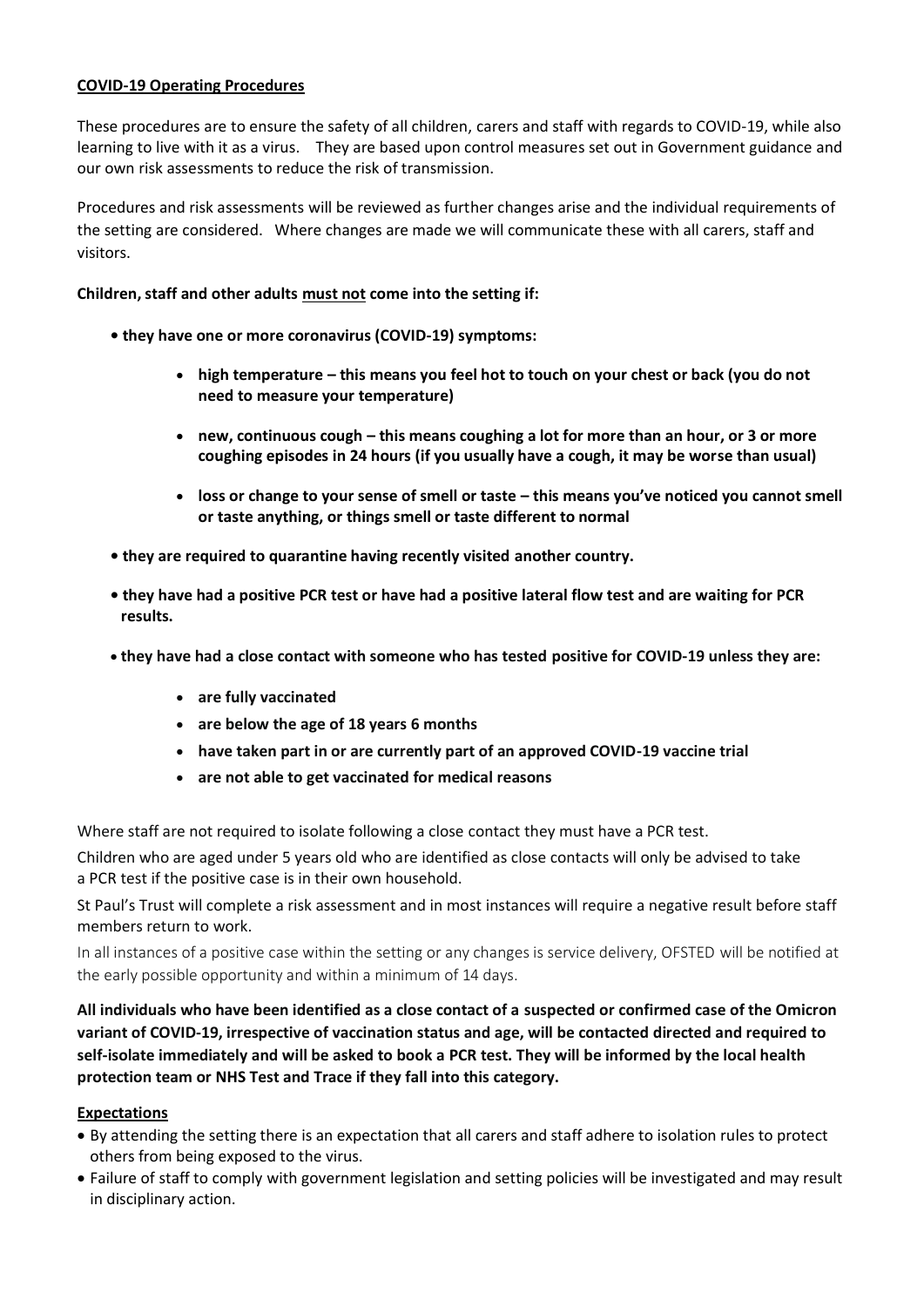**COVID-19 Operating Procedures**

These procedures are to ensure the safety of all children, carers and staff with regards to COVID-19, while also learning to live with it as a virus. They are based upon control measures set out in Government guidance and our own risk assessments to reduce the risk of transmission.

Procedures and risk assessments will be reviewed as further changes arise and the individual requirements of the setting are considered. Where changes are made we will communicate these with all carers, staff and visitors.

**Children, staff and other adults must not come into the setting if:**

- **they have one or more coronavirus (COVID-19) symptoms:**
  - **high temperature – this means you feel hot to touch on your chest or back (you do not need to measure your temperature)**
  - **new, continuous cough – this means coughing a lot for more than an hour, or 3 or more coughing episodes in 24 hours (if you usually have a cough, it may be worse than usual)**
  - **loss or change to your sense of smell or taste – this means you've noticed you cannot smell or taste anything, or things smell or taste different to normal**
- **they are required to quarantine having recently visited another country.**
- **they have had a positive PCR test or have had a positive lateral flow test and are waiting for PCR results.**
- **they have had a close contact with someone who has tested positive for COVID-19 unless they are:**
  - **are fully vaccinated**
  - **are below the age of 18 years 6 months**
  - **have taken part in or are currently part of an approved COVID-19 vaccine trial**
  - **are not able to get vaccinated for medical reasons**

Where staff are not required to isolate following a close contact they must have a PCR test.

Children who are aged under 5 years old who are identified as close contacts will only be advised to take a PCR test if the positive case is in their own household.

St Paul's Trust will complete a risk assessment and in most instances will require a negative result before staff members return to work.

In all instances of a positive case within the setting or any changes is service delivery, OFSTED will be notified at the early possible opportunity and within a minimum of 14 days.

**All individuals who have been identified as a close contact of a suspected or confirmed case of the Omicron variant of COVID-19, irrespective of vaccination status and age, will be contacted directed and required to self-isolate immediately and will be asked to book a PCR test. They will be informed by the local health protection team or NHS Test and Trace if they fall into this category.**

**Expectations**

- By attending the setting there is an expectation that all carers and staff adhere to isolation rules to protect others from being exposed to the virus.
- Failure of staff to comply with government legislation and setting policies will be investigated and may result in disciplinary action.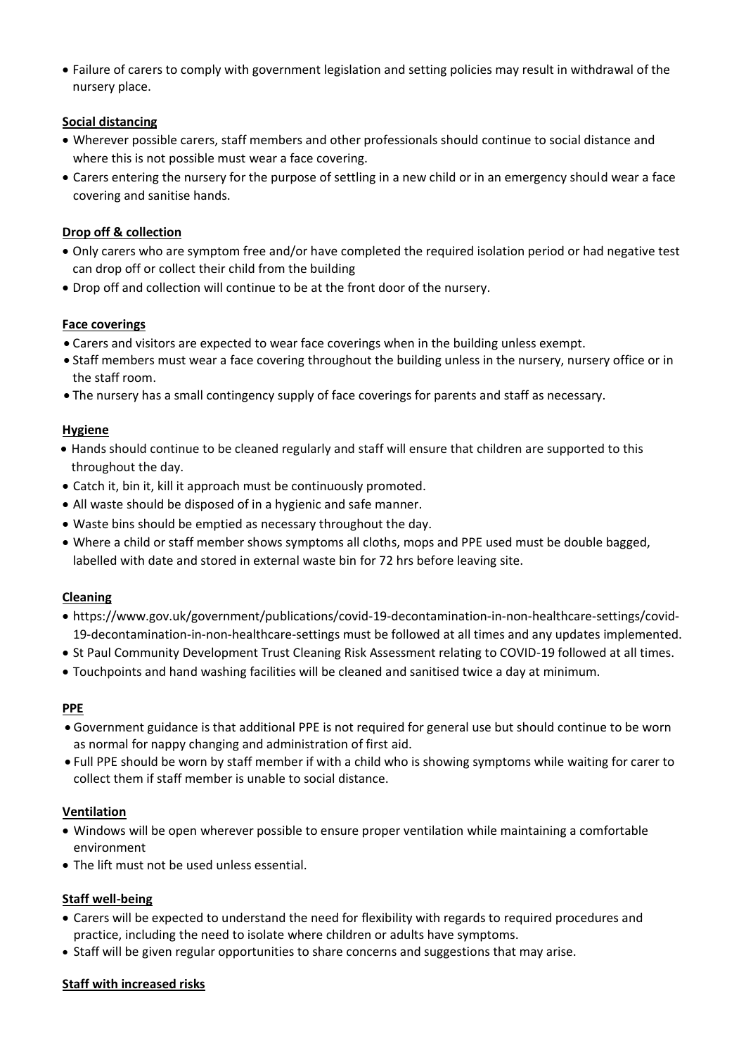- Failure of carers to comply with government legislation and setting policies may result in withdrawal of the nursery place.

**Social distancing**

- Wherever possible carers, staff members and other professionals should continue to social distance and where this is not possible must wear a face covering.
- Carers entering the nursery for the purpose of settling in a new child or in an emergency should wear a face covering and sanitise hands.

**Drop off & collection**

- Only carers who are symptom free and/or have completed the required isolation period or had negative test can drop off or collect their child from the building
- Drop off and collection will continue to be at the front door of the nursery.

**Face coverings**

- Carers and visitors are expected to wear face coverings when in the building unless exempt.
- Staff members must wear a face covering throughout the building unless in the nursery, nursery office or in the staff room.
- The nursery has a small contingency supply of face coverings for parents and staff as necessary.

**Hygiene**

- Hands should continue to be cleaned regularly and staff will ensure that children are supported to this throughout the day.
- Catch it, bin it, kill it approach must be continuously promoted.
- All waste should be disposed of in a hygienic and safe manner.
- Waste bins should be emptied as necessary throughout the day.
- Where a child or staff member shows symptoms all cloths, mops and PPE used must be double bagged, labelled with date and stored in external waste bin for 72 hrs before leaving site.

**Cleaning**

- https://www.gov.uk/government/publications/covid-19-decontamination-in-non-healthcare-settings/covid-19-decontamination-in-non-healthcare-settings must be followed at all times and any updates implemented.
- St Paul Community Development Trust Cleaning Risk Assessment relating to COVID-19 followed at all times.
- Touchpoints and hand washing facilities will be cleaned and sanitised twice a day at minimum.

**PPE**

- Government guidance is that additional PPE is not required for general use but should continue to be worn as normal for nappy changing and administration of first aid.
- Full PPE should be worn by staff member if with a child who is showing symptoms while waiting for carer to collect them if staff member is unable to social distance.

**Ventilation**

- Windows will be open wherever possible to ensure proper ventilation while maintaining a comfortable environment
- The lift must not be used unless essential.

**Staff well-being**

- Carers will be expected to understand the need for flexibility with regards to required procedures and practice, including the need to isolate where children or adults have symptoms.
- Staff will be given regular opportunities to share concerns and suggestions that may arise.

**Staff with increased risks**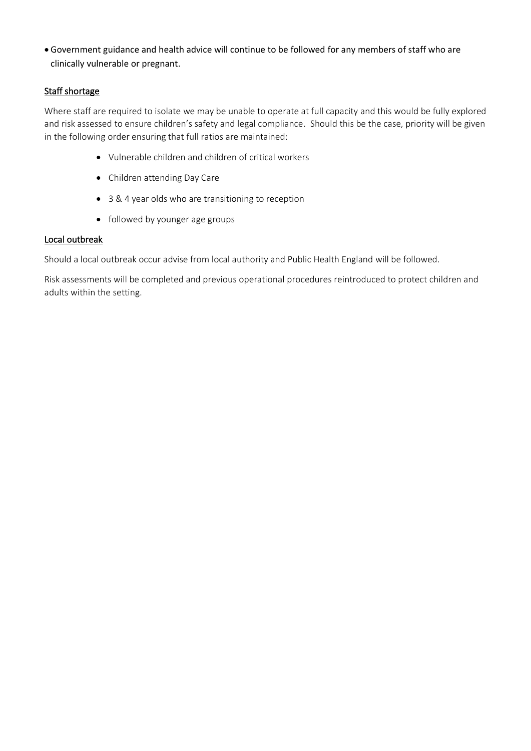- Government guidance and health advice will continue to be followed for any members of staff who are clinically vulnerable or pregnant.

## Staff shortage

Where staff are required to isolate we may be unable to operate at full capacity and this would be fully explored and risk assessed to ensure children's safety and legal compliance. Should this be the case, priority will be given in the following order ensuring that full ratios are maintained:

- Vulnerable children and children of critical workers
- Children attending Day Care
- 3 & 4 year olds who are transitioning to reception
- followed by younger age groups

## Local outbreak

Should a local outbreak occur advise from local authority and Public Health England will be followed.

Risk assessments will be completed and previous operational procedures reintroduced to protect children and adults within the setting.